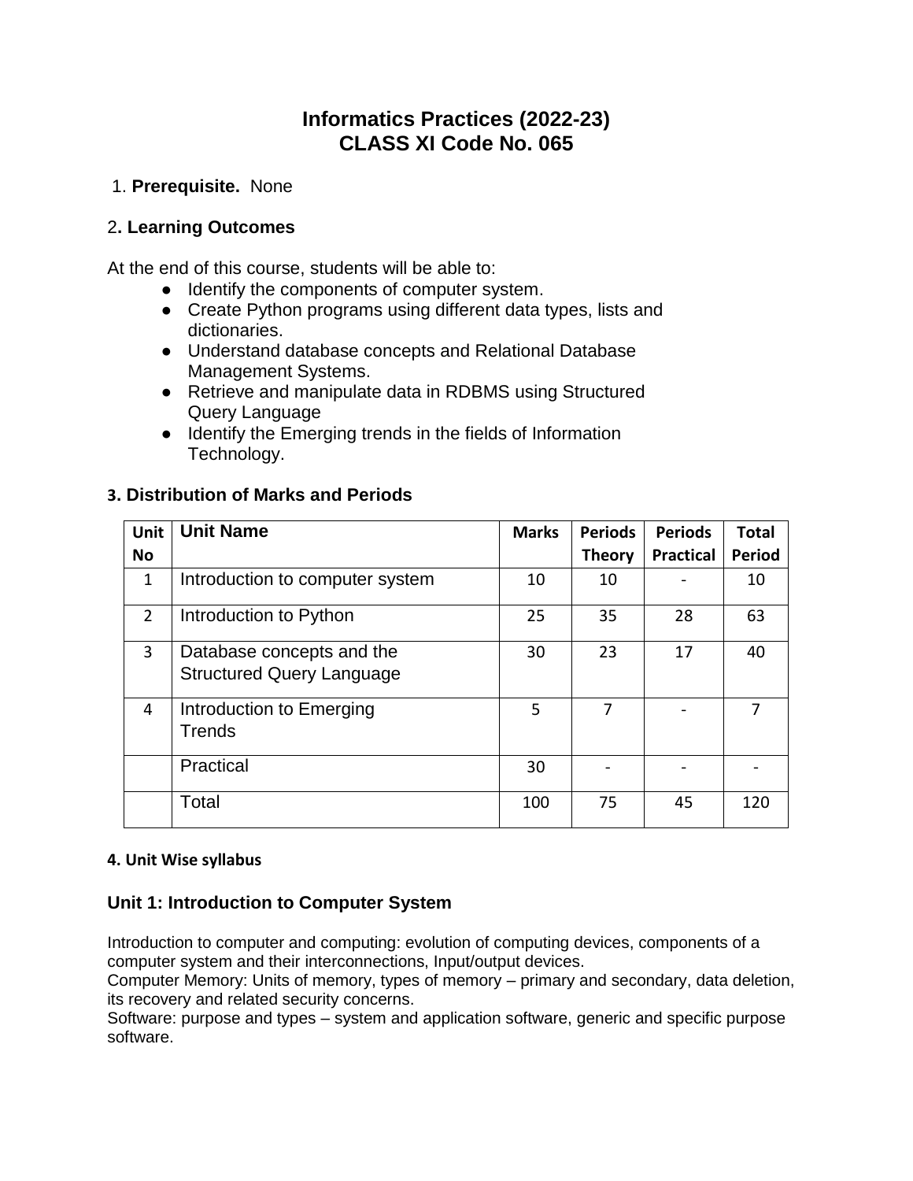# Informatics Practices (2022-23)
# CLASS XI Code No. 065

1. **Prerequisite.** None

## 2. Learning Outcomes

At the end of this course, students will be able to:

- Identify the components of computer system.
- Create Python programs using different data types, lists and dictionaries.
- Understand database concepts and Relational Database Management Systems.
- Retrieve and manipulate data in RDBMS using Structured Query Language
- Identify the Emerging trends in the fields of Information Technology.

## 3. Distribution of Marks and Periods

| Unit No | Unit Name | Marks | Periods Theory | Periods Practical | Total Period |
|---|---|---|---|---|---|
| 1 | Introduction to computer system | 10 | 10 | - | 10 |
| 2 | Introduction to Python | 25 | 35 | 28 | 63 |
| 3 | Database concepts and the Structured Query Language | 30 | 23 | 17 | 40 |
| 4 | Introduction to Emerging Trends | 5 | 7 | - | 7 |
| | Practical | 30 | - | - | - |
| | Total | 100 | 75 | 45 | 120 |

#### 4. Unit Wise syllabus

### Unit 1: Introduction to Computer System

Introduction to computer and computing: evolution of computing devices, components of a computer system and their interconnections, Input/output devices.
Computer Memory: Units of memory, types of memory – primary and secondary, data deletion, its recovery and related security concerns.
Software: purpose and types – system and application software, generic and specific purpose software.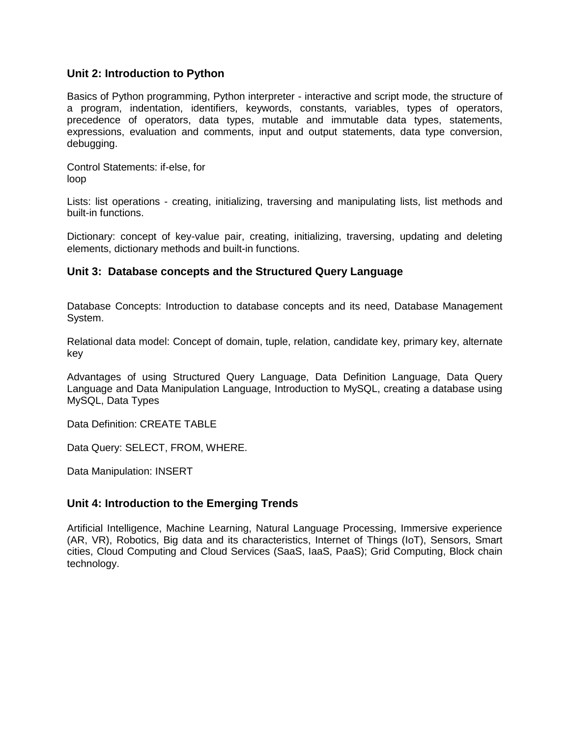## Unit 2: Introduction to Python

Basics of Python programming, Python interpreter - interactive and script mode, the structure of a program, indentation, identifiers, keywords, constants, variables, types of operators, precedence of operators, data types, mutable and immutable data types, statements, expressions, evaluation and comments, input and output statements, data type conversion, debugging.

Control Statements: if-else, for loop

Lists: list operations - creating, initializing, traversing and manipulating lists, list methods and built-in functions.

Dictionary: concept of key-value pair, creating, initializing, traversing, updating and deleting elements, dictionary methods and built-in functions.

## Unit 3: Database concepts and the Structured Query Language

Database Concepts: Introduction to database concepts and its need, Database Management System.

Relational data model: Concept of domain, tuple, relation, candidate key, primary key, alternate key

Advantages of using Structured Query Language, Data Definition Language, Data Query Language and Data Manipulation Language, Introduction to MySQL, creating a database using MySQL, Data Types

Data Definition: CREATE TABLE

Data Query: SELECT, FROM, WHERE.

Data Manipulation: INSERT

## Unit 4: Introduction to the Emerging Trends

Artificial Intelligence, Machine Learning, Natural Language Processing, Immersive experience (AR, VR), Robotics, Big data and its characteristics, Internet of Things (IoT), Sensors, Smart cities, Cloud Computing and Cloud Services (SaaS, IaaS, PaaS); Grid Computing, Block chain technology.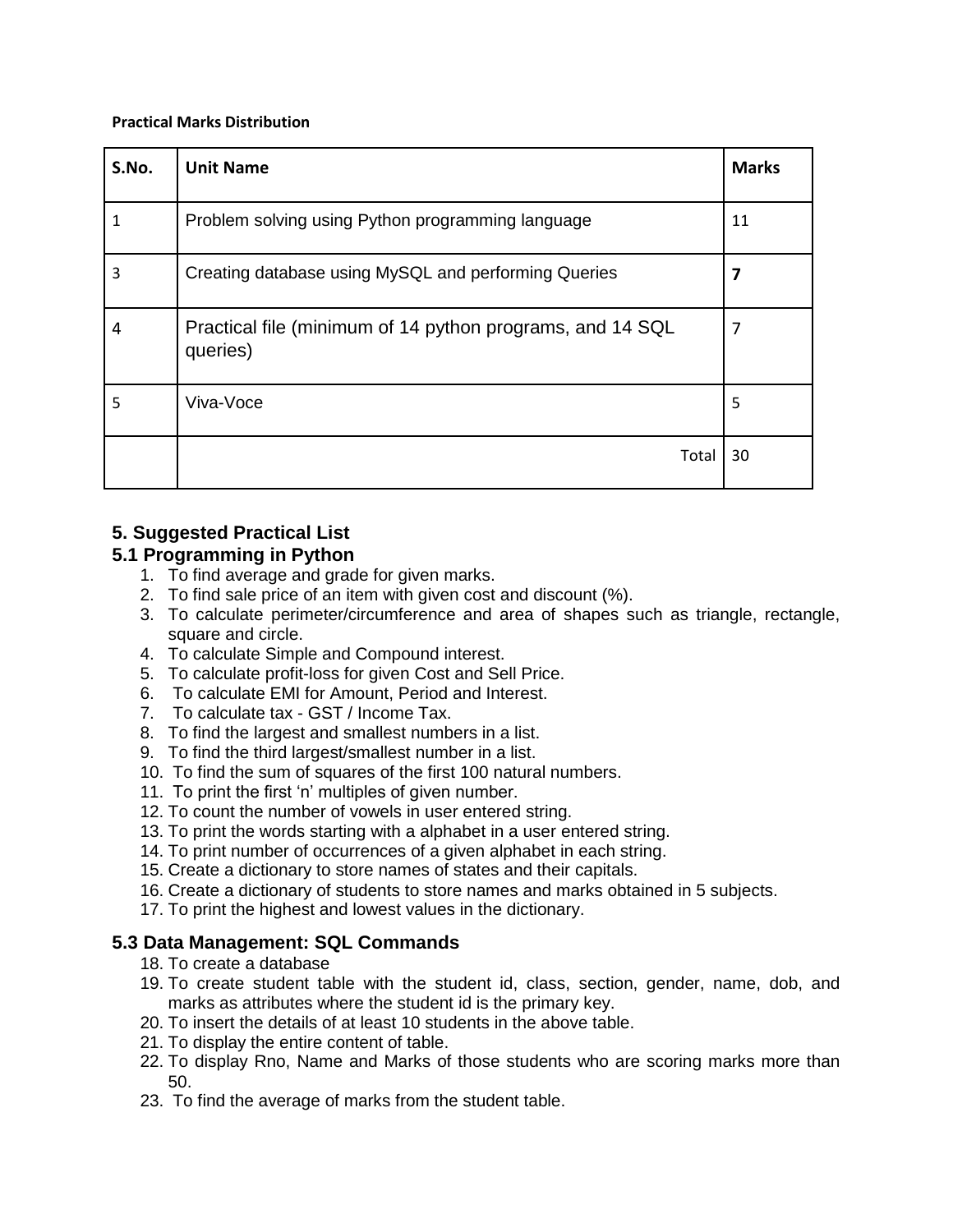**Practical Marks Distribution**

| S.No. | Unit Name | Marks |
|---|---|---|
| 1 | Problem solving using Python programming language | 11 |
| 3 | Creating database using MySQL and performing Queries | **7** |
| 4 | Practical file (minimum of 14 python programs, and 14 SQL queries) | 7 |
| 5 | Viva-Voce | 5 |
| | Total | 30 |

### 5. Suggested Practical List

### 5.1 Programming in Python

1. To find average and grade for given marks.
2. To find sale price of an item with given cost and discount (%).
3. To calculate perimeter/circumference and area of shapes such as triangle, rectangle, square and circle.
4. To calculate Simple and Compound interest.
5. To calculate profit-loss for given Cost and Sell Price.
6. To calculate EMI for Amount, Period and Interest.
7. To calculate tax - GST / Income Tax.
8. To find the largest and smallest numbers in a list.
9. To find the third largest/smallest number in a list.
10. To find the sum of squares of the first 100 natural numbers.
11. To print the first 'n' multiples of given number.
12. To count the number of vowels in user entered string.
13. To print the words starting with a alphabet in a user entered string.
14. To print number of occurrences of a given alphabet in each string.
15. Create a dictionary to store names of states and their capitals.
16. Create a dictionary of students to store names and marks obtained in 5 subjects.
17. To print the highest and lowest values in the dictionary.

### 5.3 Data Management: SQL Commands

18. To create a database
19. To create student table with the student id, class, section, gender, name, dob, and marks as attributes where the student id is the primary key.
20. To insert the details of at least 10 students in the above table.
21. To display the entire content of table.
22. To display Rno, Name and Marks of those students who are scoring marks more than 50.
23. To find the average of marks from the student table.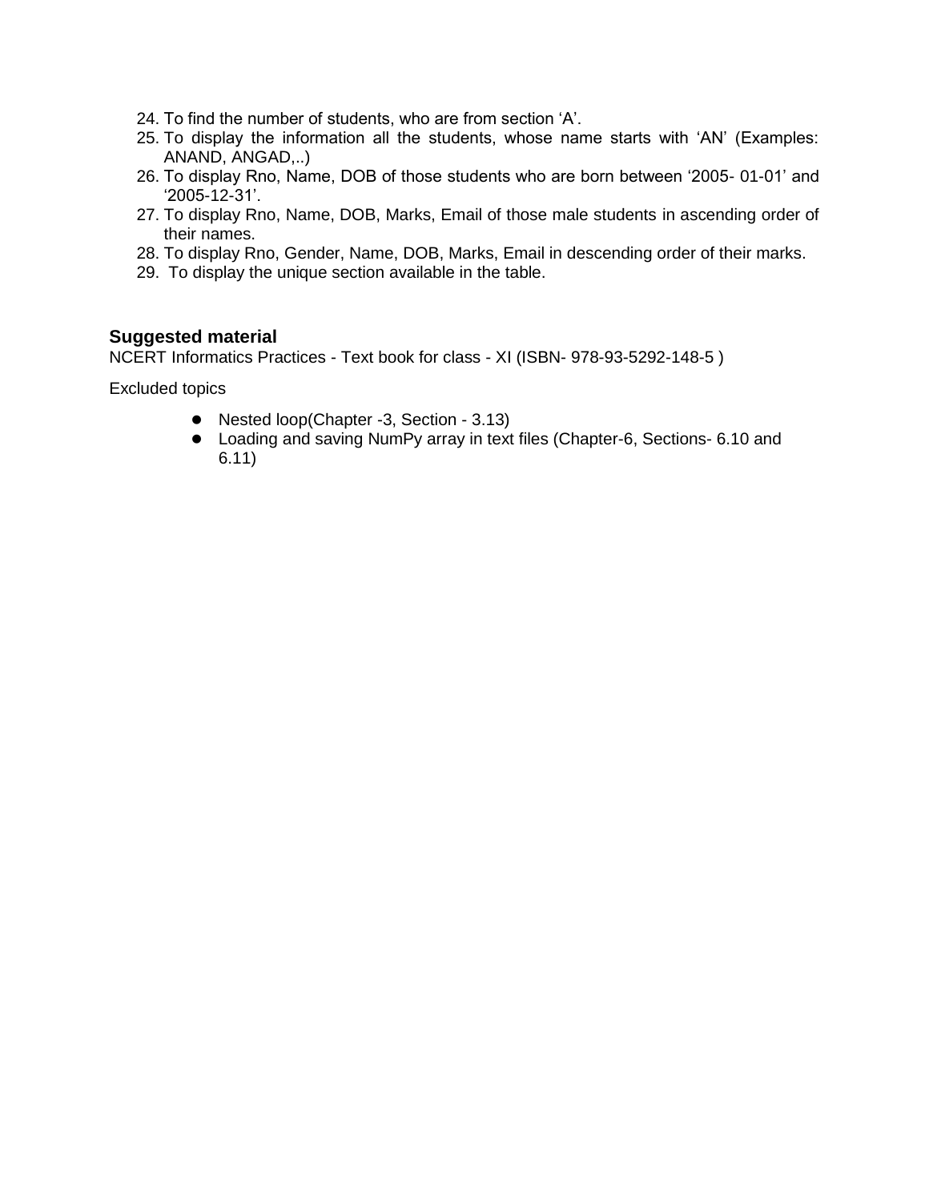24. To find the number of students, who are from section 'A'.
25. To display the information all the students, whose name starts with 'AN' (Examples: ANAND, ANGAD,..)
26. To display Rno, Name, DOB of those students who are born between '2005- 01-01' and '2005-12-31'.
27. To display Rno, Name, DOB, Marks, Email of those male students in ascending order of their names.
28. To display Rno, Gender, Name, DOB, Marks, Email in descending order of their marks.
29. To display the unique section available in the table.

### Suggested material

NCERT Informatics Practices - Text book for class - XI (ISBN- 978-93-5292-148-5 )

Excluded topics

- Nested loop(Chapter -3, Section - 3.13)
- Loading and saving NumPy array in text files (Chapter-6, Sections- 6.10 and 6.11)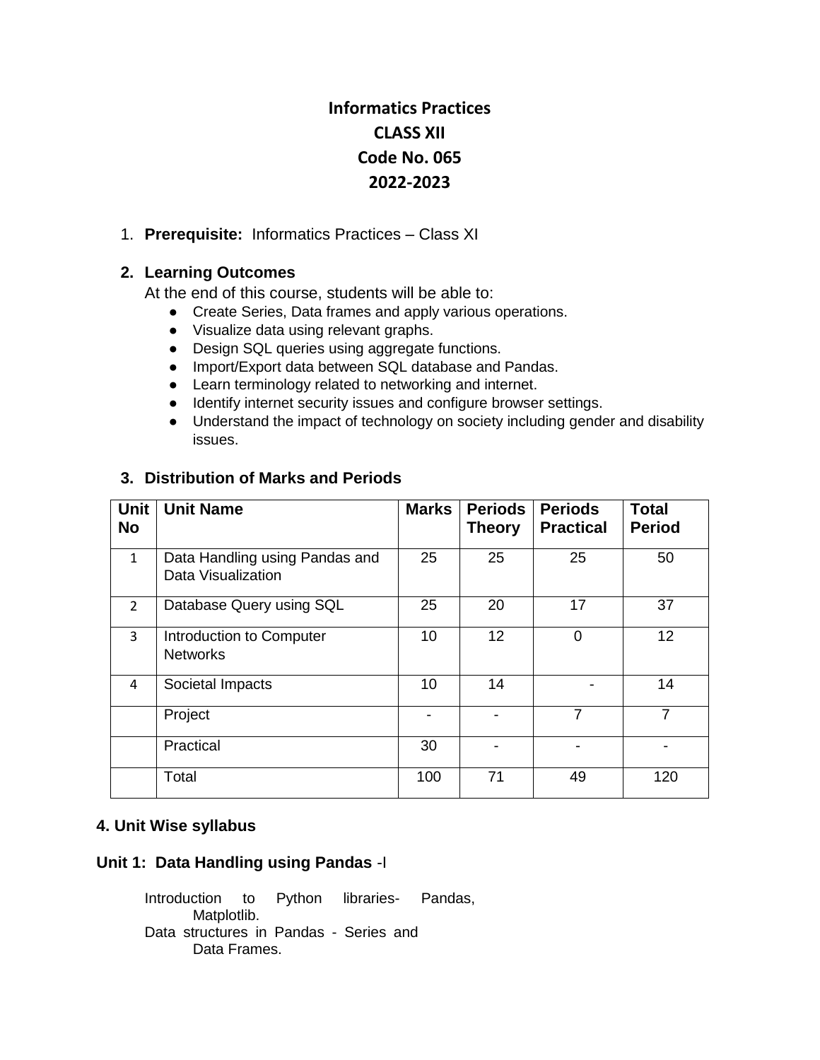# Informatics Practices
# CLASS XII
# Code No. 065
# 2022-2023

1. **Prerequisite:** Informatics Practices – Class XI

2. **Learning Outcomes**

   At the end of this course, students will be able to:

   - Create Series, Data frames and apply various operations.
   - Visualize data using relevant graphs.
   - Design SQL queries using aggregate functions.
   - Import/Export data between SQL database and Pandas.
   - Learn terminology related to networking and internet.
   - Identify internet security issues and configure browser settings.
   - Understand the impact of technology on society including gender and disability issues.

3. **Distribution of Marks and Periods**

| Unit No | Unit Name | Marks | Periods Theory | Periods Practical | Total Period |
|---|---|---|---|---|---|
| 1 | Data Handling using Pandas and Data Visualization | 25 | 25 | 25 | 50 |
| 2 | Database Query using SQL | 25 | 20 | 17 | 37 |
| 3 | Introduction to Computer Networks | 10 | 12 | 0 | 12 |
| 4 | Societal Impacts | 10 | 14 | - | 14 |
| | Project | - | - | 7 | 7 |
| | Practical | 30 | - | - | - |
| | Total | 100 | 71 | 49 | 120 |

### 4. Unit Wise syllabus

### Unit 1: Data Handling using Pandas -I

Introduction to Python libraries- Pandas, Matplotlib.

Data structures in Pandas - Series and Data Frames.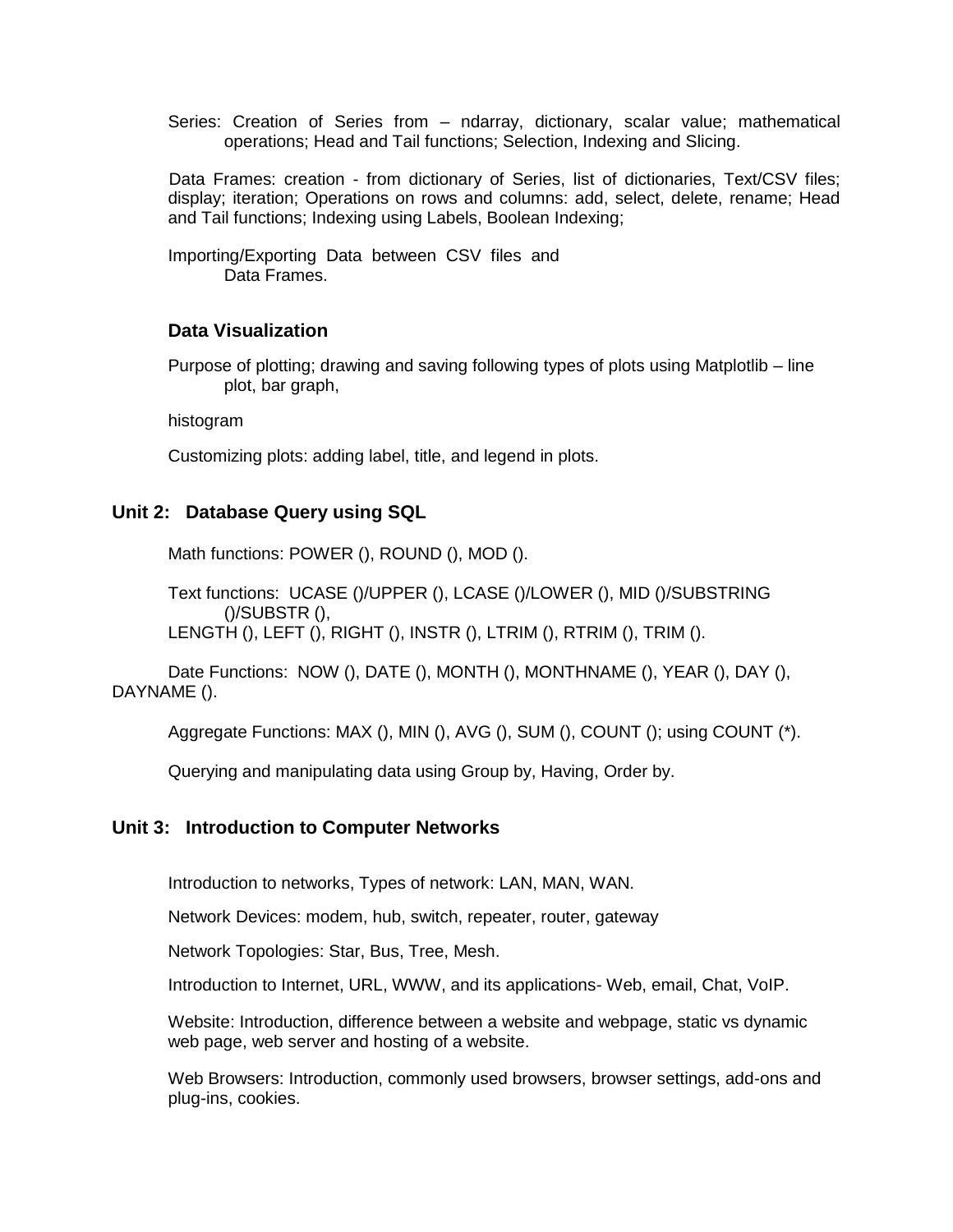Series: Creation of Series from – ndarray, dictionary, scalar value; mathematical operations; Head and Tail functions; Selection, Indexing and Slicing.

Data Frames: creation - from dictionary of Series, list of dictionaries, Text/CSV files; display; iteration; Operations on rows and columns: add, select, delete, rename; Head and Tail functions; Indexing using Labels, Boolean Indexing;

Importing/Exporting Data between CSV files and Data Frames.

### Data Visualization

Purpose of plotting; drawing and saving following types of plots using Matplotlib – line plot, bar graph,

histogram

Customizing plots: adding label, title, and legend in plots.

## Unit 2: Database Query using SQL

Math functions: POWER (), ROUND (), MOD ().

Text functions: UCASE ()/UPPER (), LCASE ()/LOWER (), MID ()/SUBSTRING ()/SUBSTR (),
LENGTH (), LEFT (), RIGHT (), INSTR (), LTRIM (), RTRIM (), TRIM ().

Date Functions: NOW (), DATE (), MONTH (), MONTHNAME (), YEAR (), DAY (), DAYNAME ().

Aggregate Functions: MAX (), MIN (), AVG (), SUM (), COUNT (); using COUNT (*).

Querying and manipulating data using Group by, Having, Order by.

## Unit 3: Introduction to Computer Networks

Introduction to networks, Types of network: LAN, MAN, WAN.

Network Devices: modem, hub, switch, repeater, router, gateway

Network Topologies: Star, Bus, Tree, Mesh.

Introduction to Internet, URL, WWW, and its applications- Web, email, Chat, VoIP.

Website: Introduction, difference between a website and webpage, static vs dynamic web page, web server and hosting of a website.

Web Browsers: Introduction, commonly used browsers, browser settings, add-ons and plug-ins, cookies.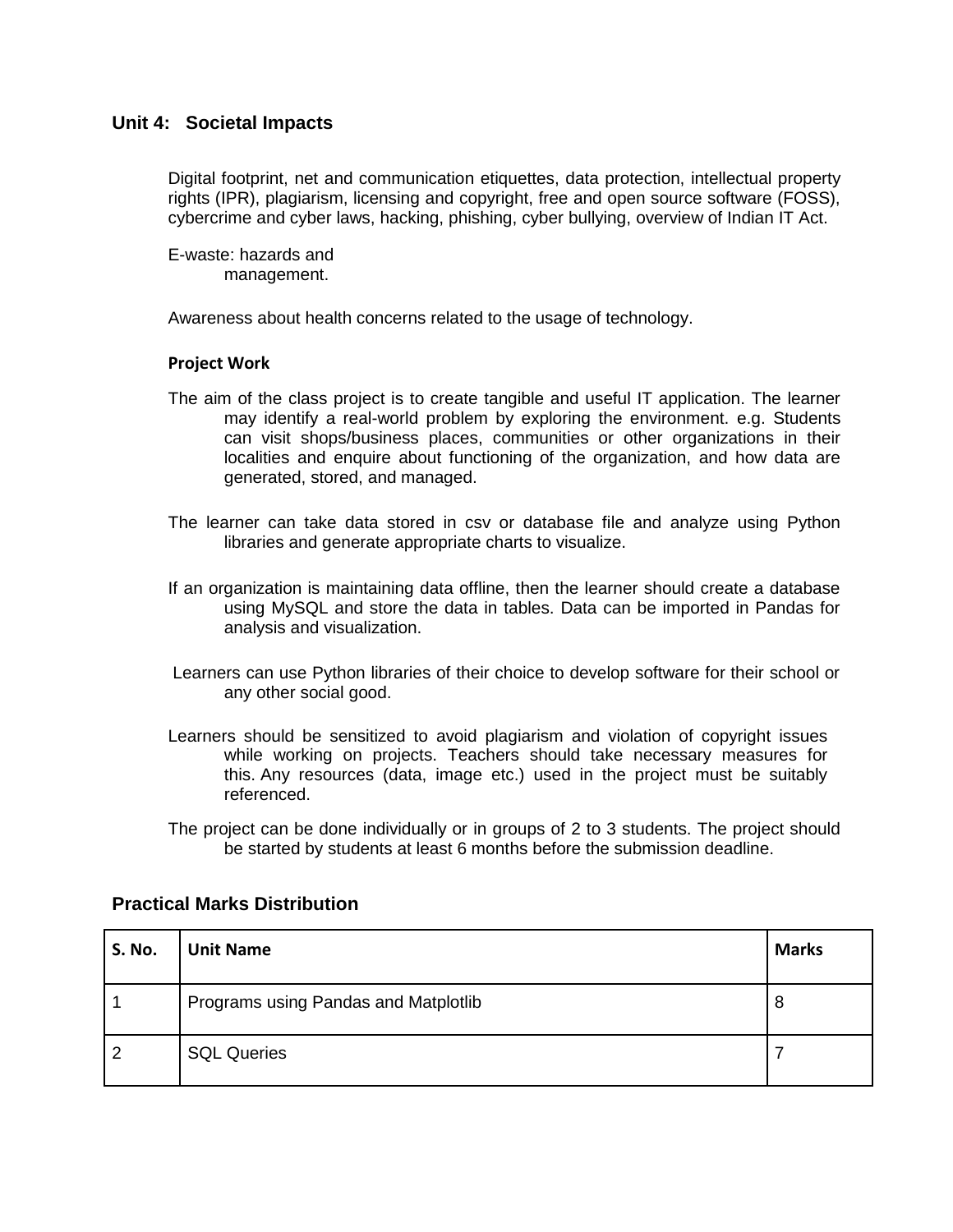## Unit 4: Societal Impacts

Digital footprint, net and communication etiquettes, data protection, intellectual property rights (IPR), plagiarism, licensing and copyright, free and open source software (FOSS), cybercrime and cyber laws, hacking, phishing, cyber bullying, overview of Indian IT Act.

E-waste: hazards and management.

Awareness about health concerns related to the usage of technology.

**Project Work**

The aim of the class project is to create tangible and useful IT application. The learner may identify a real-world problem by exploring the environment. e.g. Students can visit shops/business places, communities or other organizations in their localities and enquire about functioning of the organization, and how data are generated, stored, and managed.

The learner can take data stored in csv or database file and analyze using Python libraries and generate appropriate charts to visualize.

If an organization is maintaining data offline, then the learner should create a database using MySQL and store the data in tables. Data can be imported in Pandas for analysis and visualization.

Learners can use Python libraries of their choice to develop software for their school or any other social good.

Learners should be sensitized to avoid plagiarism and violation of copyright issues while working on projects. Teachers should take necessary measures for this. Any resources (data, image etc.) used in the project must be suitably referenced.

The project can be done individually or in groups of 2 to 3 students. The project should be started by students at least 6 months before the submission deadline.

## Practical Marks Distribution

| S. No. | Unit Name | Marks |
|---|---|---|
| 1 | Programs using Pandas and Matplotlib | 8 |
| 2 | SQL Queries | 7 |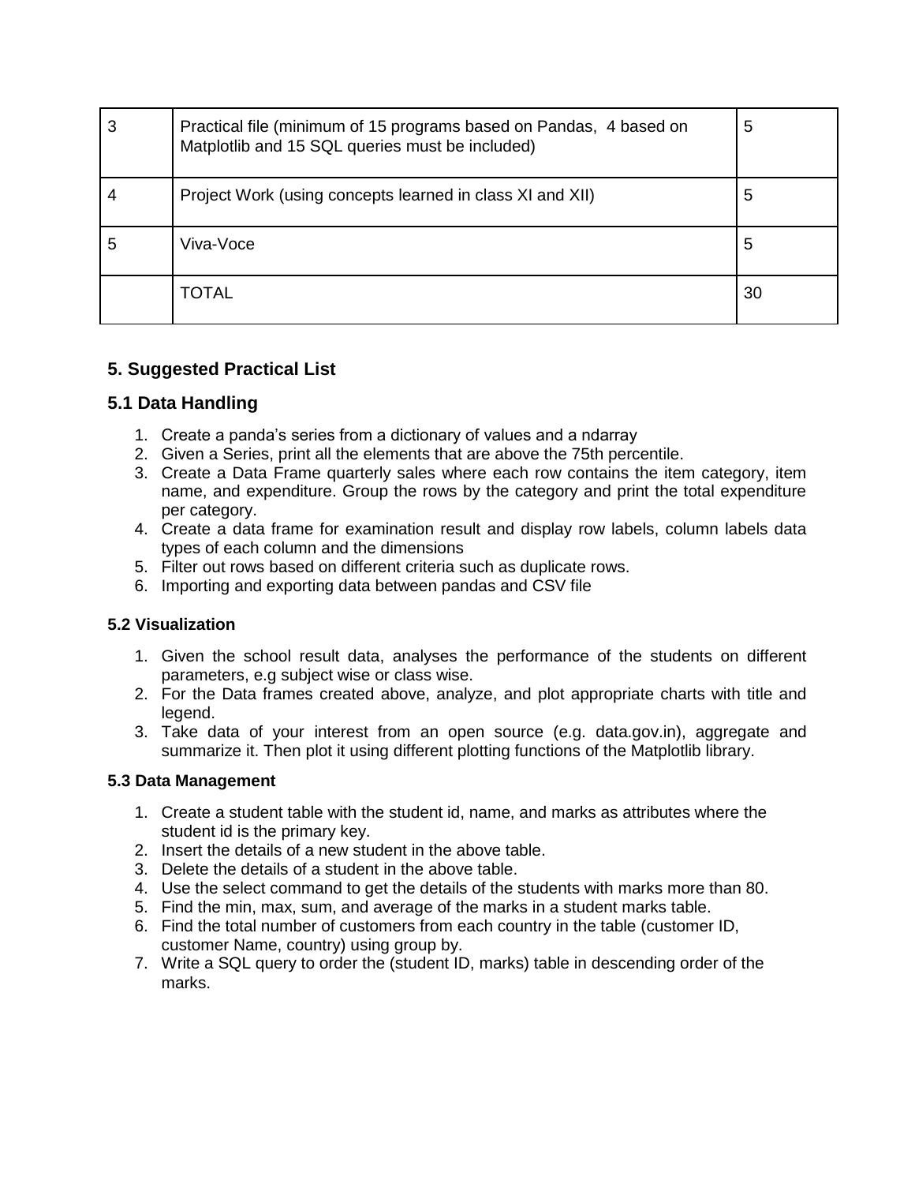| | | |
|---|---|---|
| 3 | Practical file (minimum of 15 programs based on Pandas, 4 based on Matplotlib and 15 SQL queries must be included) | 5 |
| 4 | Project Work (using concepts learned in class XI and XII) | 5 |
| 5 | Viva-Voce | 5 |
| | TOTAL | 30 |

## 5. Suggested Practical List

### 5.1 Data Handling

1. Create a panda's series from a dictionary of values and a ndarray
2. Given a Series, print all the elements that are above the 75th percentile.
3. Create a Data Frame quarterly sales where each row contains the item category, item name, and expenditure. Group the rows by the category and print the total expenditure per category.
4. Create a data frame for examination result and display row labels, column labels data types of each column and the dimensions
5. Filter out rows based on different criteria such as duplicate rows.
6. Importing and exporting data between pandas and CSV file

#### 5.2 Visualization

1. Given the school result data, analyses the performance of the students on different parameters, e.g subject wise or class wise.
2. For the Data frames created above, analyze, and plot appropriate charts with title and legend.
3. Take data of your interest from an open source (e.g. data.gov.in), aggregate and summarize it. Then plot it using different plotting functions of the Matplotlib library.

#### 5.3 Data Management

1. Create a student table with the student id, name, and marks as attributes where the student id is the primary key.
2. Insert the details of a new student in the above table.
3. Delete the details of a student in the above table.
4. Use the select command to get the details of the students with marks more than 80.
5. Find the min, max, sum, and average of the marks in a student marks table.
6. Find the total number of customers from each country in the table (customer ID, customer Name, country) using group by.
7. Write a SQL query to order the (student ID, marks) table in descending order of the marks.